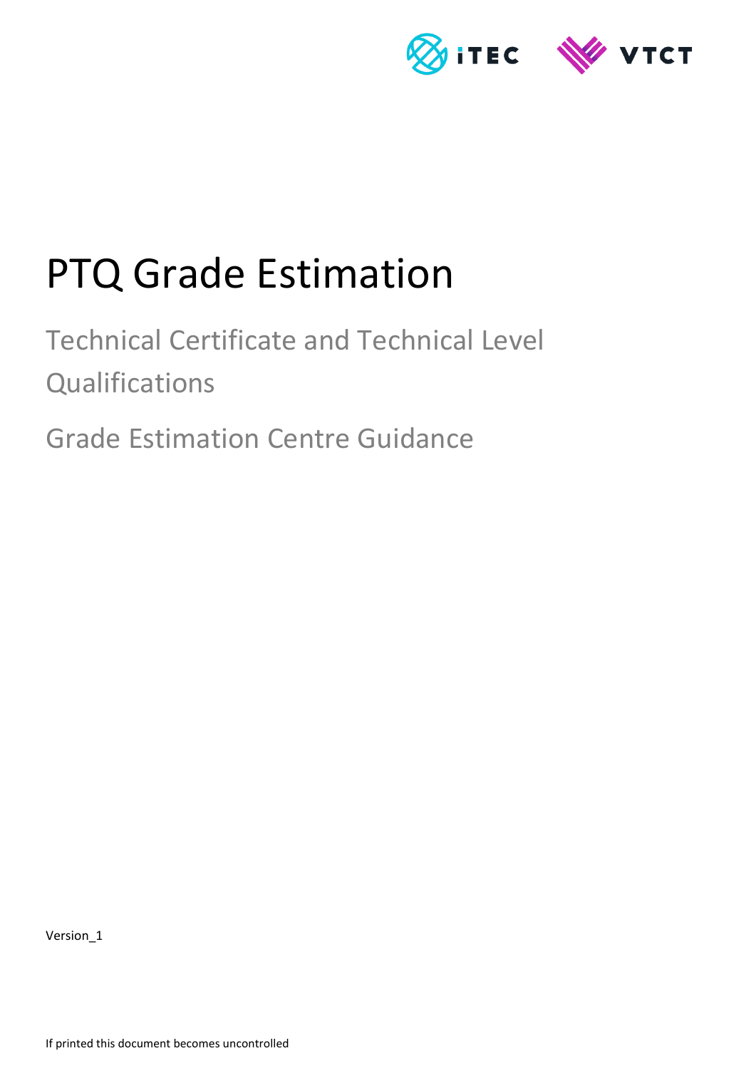# PTQ Grade Estimation

## Technical Certificate and Technical Level Qualifications

## Grade Estimation Centre Guidance

Version_1

If printed this document becomes uncontrolled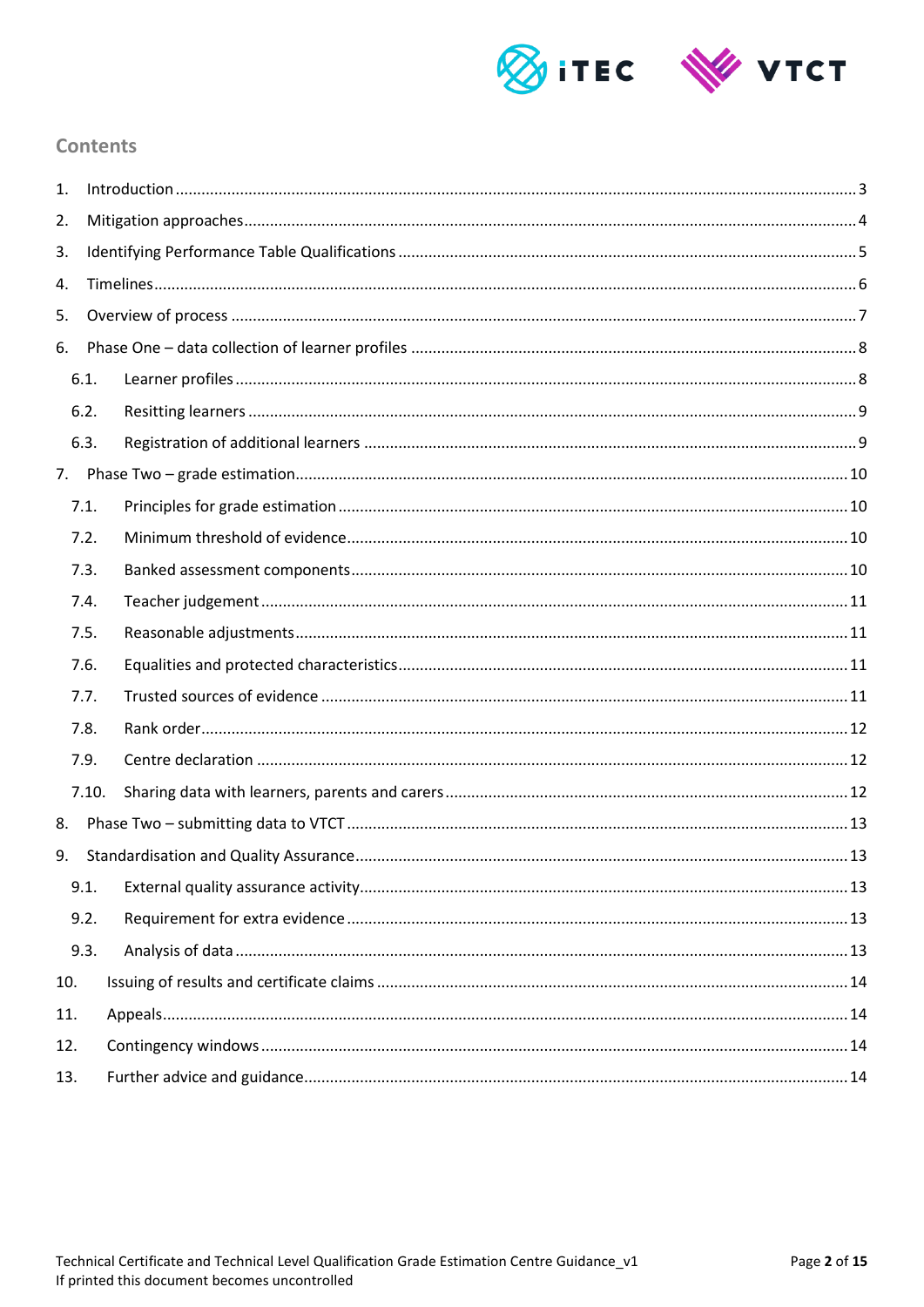## Contents

1. Introduction ....................................................................................... 3
2. Mitigation approaches ....................................................................... 4
3. Identifying Performance Table Qualifications ...................................... 5
4. Timelines ........................................................................................... 6
5. Overview of process ........................................................................... 7
6. Phase One – data collection of learner profiles .................................... 8
   - 6.1. Learner profiles ........................................................................ 8
   - 6.2. Resitting learners ..................................................................... 9
   - 6.3. Registration of additional learners ............................................ 9
7. Phase Two – grade estimation ............................................................ 10
   - 7.1. Principles for grade estimation .................................................. 10
   - 7.2. Minimum threshold of evidence ................................................. 10
   - 7.3. Banked assessment components ............................................... 10
   - 7.4. Teacher judgement .................................................................... 11
   - 7.5. Reasonable adjustments ............................................................ 11
   - 7.6. Equalities and protected characteristics .................................... 11
   - 7.7. Trusted sources of evidence ...................................................... 11
   - 7.8. Rank order ................................................................................ 12
   - 7.9. Centre declaration .................................................................... 12
   - 7.10. Sharing data with learners, parents and carers ......................... 12
8. Phase Two – submitting data to VTCT ................................................. 13
9. Standardisation and Quality Assurance ................................................ 13
   - 9.1. External quality assurance activity ............................................. 13
   - 9.2. Requirement for extra evidence ................................................. 13
   - 9.3. Analysis of data ........................................................................ 13
10. Issuing of results and certificate claims ............................................ 14
11. Appeals ............................................................................................ 14
12. Contingency windows ....................................................................... 14
13. Further advice and guidance ............................................................. 14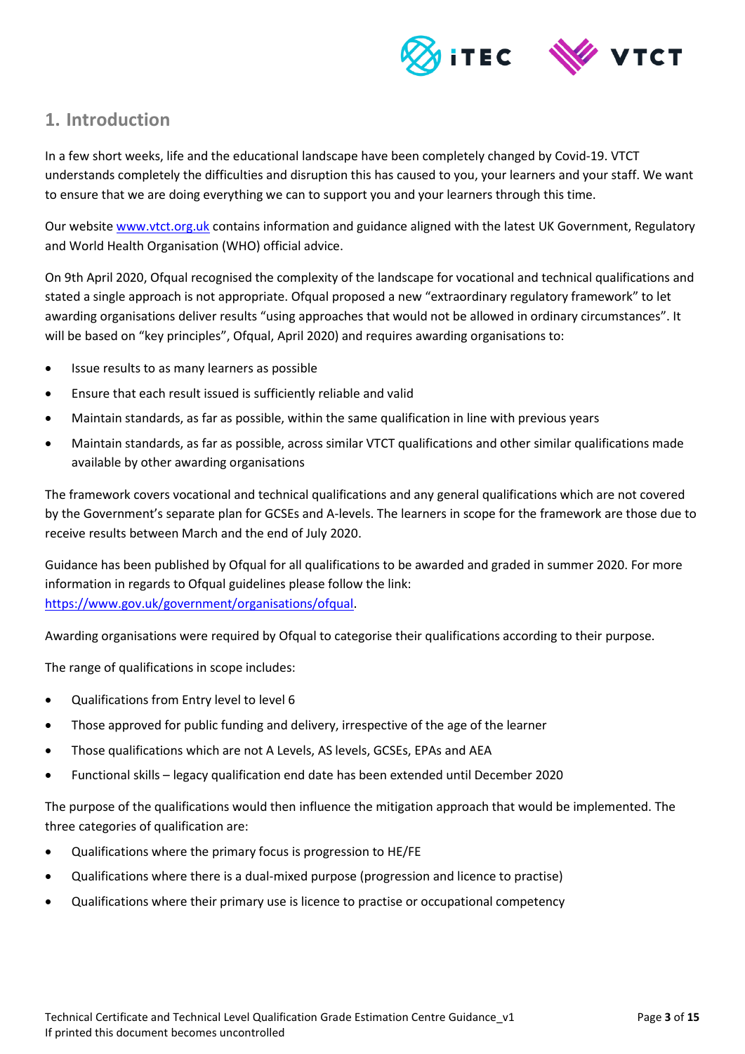## 1. Introduction

In a few short weeks, life and the educational landscape have been completely changed by Covid-19. VTCT understands completely the difficulties and disruption this has caused to you, your learners and your staff. We want to ensure that we are doing everything we can to support you and your learners through this time.

Our website [www.vtct.org.uk](www.vtct.org.uk) contains information and guidance aligned with the latest UK Government, Regulatory and World Health Organisation (WHO) official advice.

On 9th April 2020, Ofqual recognised the complexity of the landscape for vocational and technical qualifications and stated a single approach is not appropriate. Ofqual proposed a new "extraordinary regulatory framework" to let awarding organisations deliver results "using approaches that would not be allowed in ordinary circumstances". It will be based on "key principles", Ofqual, April 2020) and requires awarding organisations to:

- Issue results to as many learners as possible
- Ensure that each result issued is sufficiently reliable and valid
- Maintain standards, as far as possible, within the same qualification in line with previous years
- Maintain standards, as far as possible, across similar VTCT qualifications and other similar qualifications made available by other awarding organisations

The framework covers vocational and technical qualifications and any general qualifications which are not covered by the Government's separate plan for GCSEs and A-levels. The learners in scope for the framework are those due to receive results between March and the end of July 2020.

Guidance has been published by Ofqual for all qualifications to be awarded and graded in summer 2020. For more information in regards to Ofqual guidelines please follow the link: [https://www.gov.uk/government/organisations/ofqual](https://www.gov.uk/government/organisations/ofqual).

Awarding organisations were required by Ofqual to categorise their qualifications according to their purpose.

The range of qualifications in scope includes:

- Qualifications from Entry level to level 6
- Those approved for public funding and delivery, irrespective of the age of the learner
- Those qualifications which are not A Levels, AS levels, GCSEs, EPAs and AEA
- Functional skills – legacy qualification end date has been extended until December 2020

The purpose of the qualifications would then influence the mitigation approach that would be implemented. The three categories of qualification are:

- Qualifications where the primary focus is progression to HE/FE
- Qualifications where there is a dual-mixed purpose (progression and licence to practise)
- Qualifications where their primary use is licence to practise or occupational competency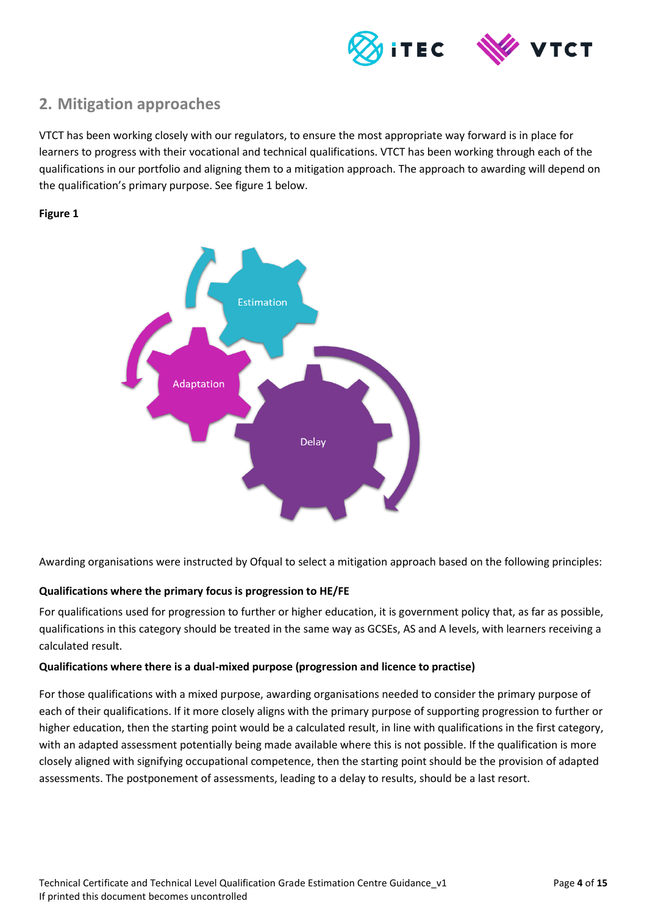## 2. Mitigation approaches

VTCT has been working closely with our regulators, to ensure the most appropriate way forward is in place for learners to progress with their vocational and technical qualifications. VTCT has been working through each of the qualifications in our portfolio and aligning them to a mitigation approach. The approach to awarding will depend on the qualification's primary purpose. See figure 1 below.

**Figure 1**

Estimation

Adaptation

Delay

Awarding organisations were instructed by Ofqual to select a mitigation approach based on the following principles:

**Qualifications where the primary focus is progression to HE/FE**

For qualifications used for progression to further or higher education, it is government policy that, as far as possible, qualifications in this category should be treated in the same way as GCSEs, AS and A levels, with learners receiving a calculated result.

**Qualifications where there is a dual-mixed purpose (progression and licence to practise)**

For those qualifications with a mixed purpose, awarding organisations needed to consider the primary purpose of each of their qualifications. If it more closely aligns with the primary purpose of supporting progression to further or higher education, then the starting point would be a calculated result, in line with qualifications in the first category, with an adapted assessment potentially being made available where this is not possible. If the qualification is more closely aligned with signifying occupational competence, then the starting point should be the provision of adapted assessments. The postponement of assessments, leading to a delay to results, should be a last resort.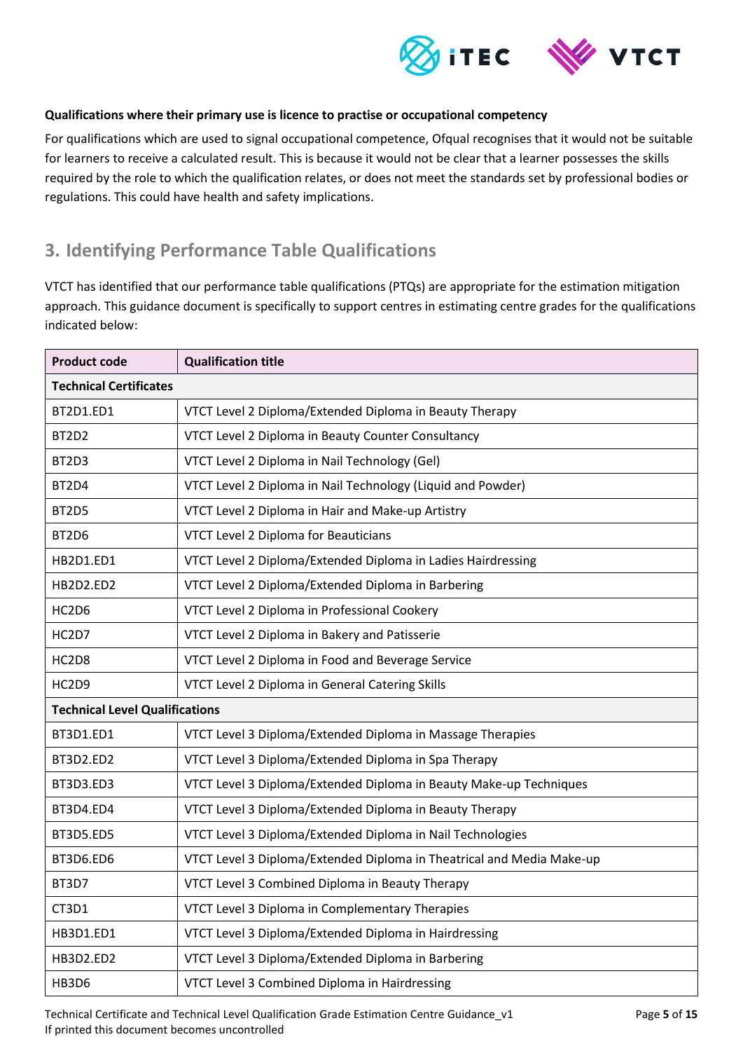**Qualifications where their primary use is licence to practise or occupational competency**

For qualifications which are used to signal occupational competence, Ofqual recognises that it would not be suitable for learners to receive a calculated result. This is because it would not be clear that a learner possesses the skills required by the role to which the qualification relates, or does not meet the standards set by professional bodies or regulations. This could have health and safety implications.

## 3. Identifying Performance Table Qualifications

VTCT has identified that our performance table qualifications (PTQs) are appropriate for the estimation mitigation approach. This guidance document is specifically to support centres in estimating centre grades for the qualifications indicated below:

| Product code | Qualification title |
|---|---|
| **Technical Certificates** | |
| BT2D1.ED1 | VTCT Level 2 Diploma/Extended Diploma in Beauty Therapy |
| BT2D2 | VTCT Level 2 Diploma in Beauty Counter Consultancy |
| BT2D3 | VTCT Level 2 Diploma in Nail Technology (Gel) |
| BT2D4 | VTCT Level 2 Diploma in Nail Technology (Liquid and Powder) |
| BT2D5 | VTCT Level 2 Diploma in Hair and Make-up Artistry |
| BT2D6 | VTCT Level 2 Diploma for Beauticians |
| HB2D1.ED1 | VTCT Level 2 Diploma/Extended Diploma in Ladies Hairdressing |
| HB2D2.ED2 | VTCT Level 2 Diploma/Extended Diploma in Barbering |
| HC2D6 | VTCT Level 2 Diploma in Professional Cookery |
| HC2D7 | VTCT Level 2 Diploma in Bakery and Patisserie |
| HC2D8 | VTCT Level 2 Diploma in Food and Beverage Service |
| HC2D9 | VTCT Level 2 Diploma in General Catering Skills |
| **Technical Level Qualifications** | |
| BT3D1.ED1 | VTCT Level 3 Diploma/Extended Diploma in Massage Therapies |
| BT3D2.ED2 | VTCT Level 3 Diploma/Extended Diploma in Spa Therapy |
| BT3D3.ED3 | VTCT Level 3 Diploma/Extended Diploma in Beauty Make-up Techniques |
| BT3D4.ED4 | VTCT Level 3 Diploma/Extended Diploma in Beauty Therapy |
| BT3D5.ED5 | VTCT Level 3 Diploma/Extended Diploma in Nail Technologies |
| BT3D6.ED6 | VTCT Level 3 Diploma/Extended Diploma in Theatrical and Media Make-up |
| BT3D7 | VTCT Level 3 Combined Diploma in Beauty Therapy |
| CT3D1 | VTCT Level 3 Diploma in Complementary Therapies |
| HB3D1.ED1 | VTCT Level 3 Diploma/Extended Diploma in Hairdressing |
| HB3D2.ED2 | VTCT Level 3 Diploma/Extended Diploma in Barbering |
| HB3D6 | VTCT Level 3 Combined Diploma in Hairdressing |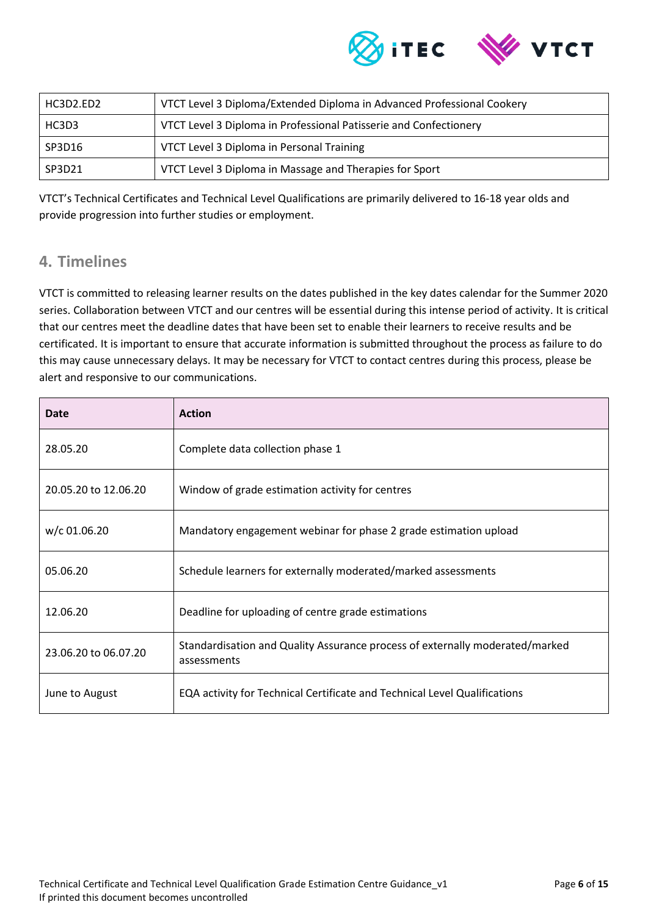| HC3D2.ED2 | VTCT Level 3 Diploma/Extended Diploma in Advanced Professional Cookery |
|---|---|
| HC3D3 | VTCT Level 3 Diploma in Professional Patisserie and Confectionery |
| SP3D16 | VTCT Level 3 Diploma in Personal Training |
| SP3D21 | VTCT Level 3 Diploma in Massage and Therapies for Sport |

VTCT's Technical Certificates and Technical Level Qualifications are primarily delivered to 16-18 year olds and provide progression into further studies or employment.

## 4. Timelines

VTCT is committed to releasing learner results on the dates published in the key dates calendar for the Summer 2020 series. Collaboration between VTCT and our centres will be essential during this intense period of activity. It is critical that our centres meet the deadline dates that have been set to enable their learners to receive results and be certificated. It is important to ensure that accurate information is submitted throughout the process as failure to do this may cause unnecessary delays. It may be necessary for VTCT to contact centres during this process, please be alert and responsive to our communications.

| Date | Action |
|---|---|
| 28.05.20 | Complete data collection phase 1 |
| 20.05.20 to 12.06.20 | Window of grade estimation activity for centres |
| w/c 01.06.20 | Mandatory engagement webinar for phase 2 grade estimation upload |
| 05.06.20 | Schedule learners for externally moderated/marked assessments |
| 12.06.20 | Deadline for uploading of centre grade estimations |
| 23.06.20 to 06.07.20 | Standardisation and Quality Assurance process of externally moderated/marked assessments |
| June to August | EQA activity for Technical Certificate and Technical Level Qualifications |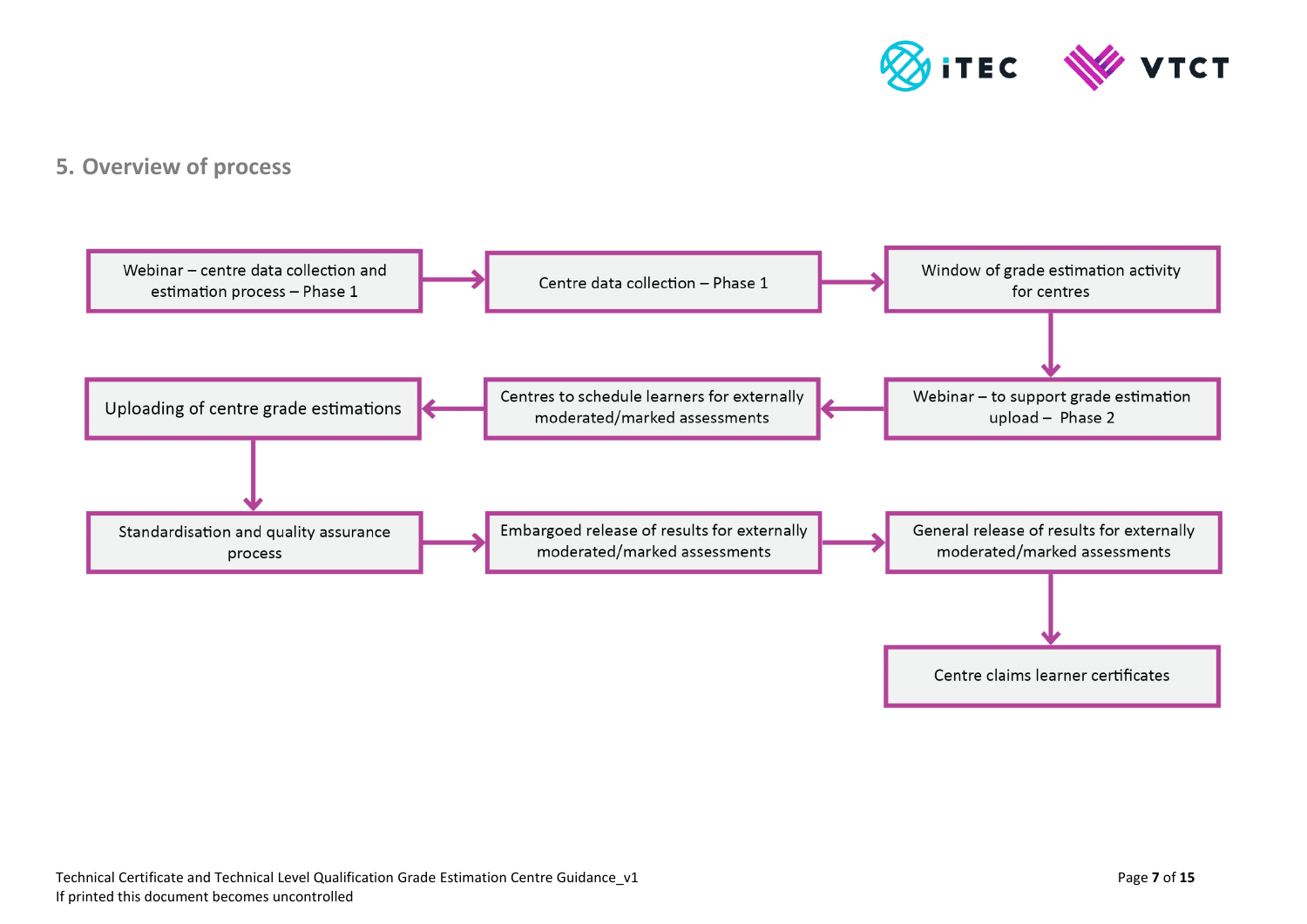## 5. Overview of process

1. Webinar – centre data collection and estimation process – Phase 1
2. Centre data collection – Phase 1
3. Window of grade estimation activity for centres
4. Webinar – to support grade estimation upload – Phase 2
5. Centres to schedule learners for externally moderated/marked assessments
6. Uploading of centre grade estimations
7. Standardisation and quality assurance process
8. Embargoed release of results for externally moderated/marked assessments
9. General release of results for externally moderated/marked assessments
10. Centre claims learner certificates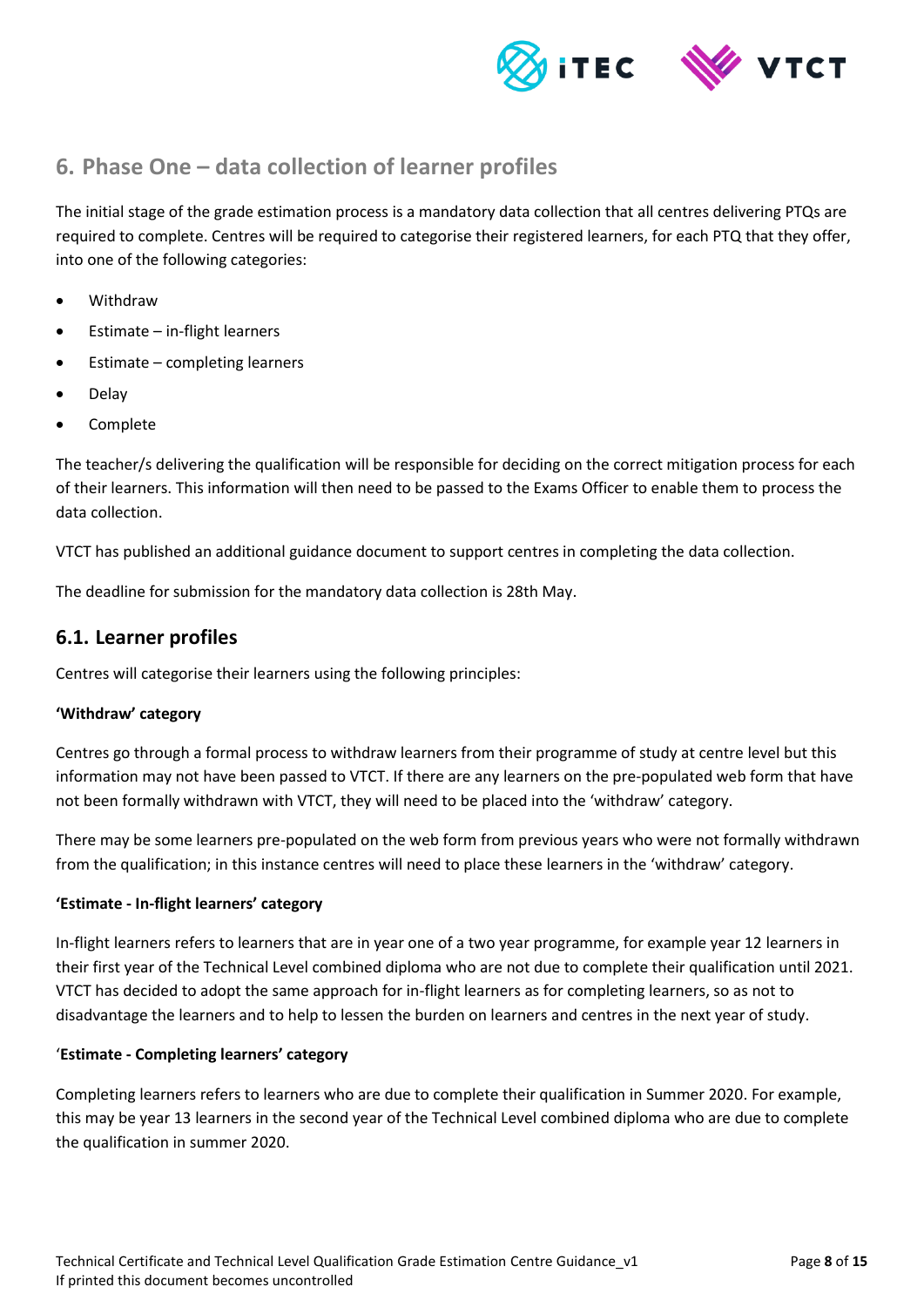## 6. Phase One – data collection of learner profiles

The initial stage of the grade estimation process is a mandatory data collection that all centres delivering PTQs are required to complete. Centres will be required to categorise their registered learners, for each PTQ that they offer, into one of the following categories:

- Withdraw
- Estimate – in-flight learners
- Estimate – completing learners
- Delay
- Complete

The teacher/s delivering the qualification will be responsible for deciding on the correct mitigation process for each of their learners. This information will then need to be passed to the Exams Officer to enable them to process the data collection.

VTCT has published an additional guidance document to support centres in completing the data collection.

The deadline for submission for the mandatory data collection is 28th May.

### 6.1. Learner profiles

Centres will categorise their learners using the following principles:

**'Withdraw' category**

Centres go through a formal process to withdraw learners from their programme of study at centre level but this information may not have been passed to VTCT. If there are any learners on the pre-populated web form that have not been formally withdrawn with VTCT, they will need to be placed into the 'withdraw' category.

There may be some learners pre-populated on the web form from previous years who were not formally withdrawn from the qualification; in this instance centres will need to place these learners in the 'withdraw' category.

**'Estimate - In-flight learners' category**

In-flight learners refers to learners that are in year one of a two year programme, for example year 12 learners in their first year of the Technical Level combined diploma who are not due to complete their qualification until 2021. VTCT has decided to adopt the same approach for in-flight learners as for completing learners, so as not to disadvantage the learners and to help to lessen the burden on learners and centres in the next year of study.

**'Estimate - Completing learners' category**

Completing learners refers to learners who are due to complete their qualification in Summer 2020. For example, this may be year 13 learners in the second year of the Technical Level combined diploma who are due to complete the qualification in summer 2020.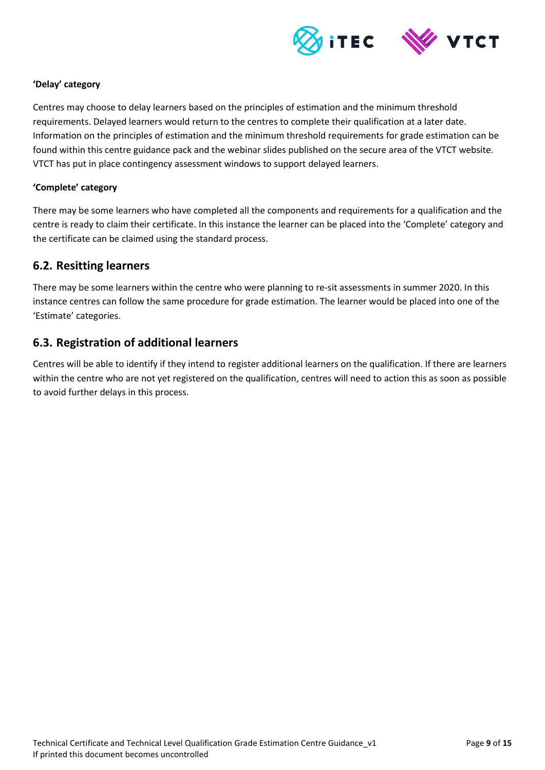**'Delay' category**

Centres may choose to delay learners based on the principles of estimation and the minimum threshold requirements. Delayed learners would return to the centres to complete their qualification at a later date. Information on the principles of estimation and the minimum threshold requirements for grade estimation can be found within this centre guidance pack and the webinar slides published on the secure area of the VTCT website. VTCT has put in place contingency assessment windows to support delayed learners.

**'Complete' category**

There may be some learners who have completed all the components and requirements for a qualification and the centre is ready to claim their certificate. In this instance the learner can be placed into the 'Complete' category and the certificate can be claimed using the standard process.

## 6.2. Resitting learners

There may be some learners within the centre who were planning to re-sit assessments in summer 2020. In this instance centres can follow the same procedure for grade estimation. The learner would be placed into one of the 'Estimate' categories.

## 6.3. Registration of additional learners

Centres will be able to identify if they intend to register additional learners on the qualification. If there are learners within the centre who are not yet registered on the qualification, centres will need to action this as soon as possible to avoid further delays in this process.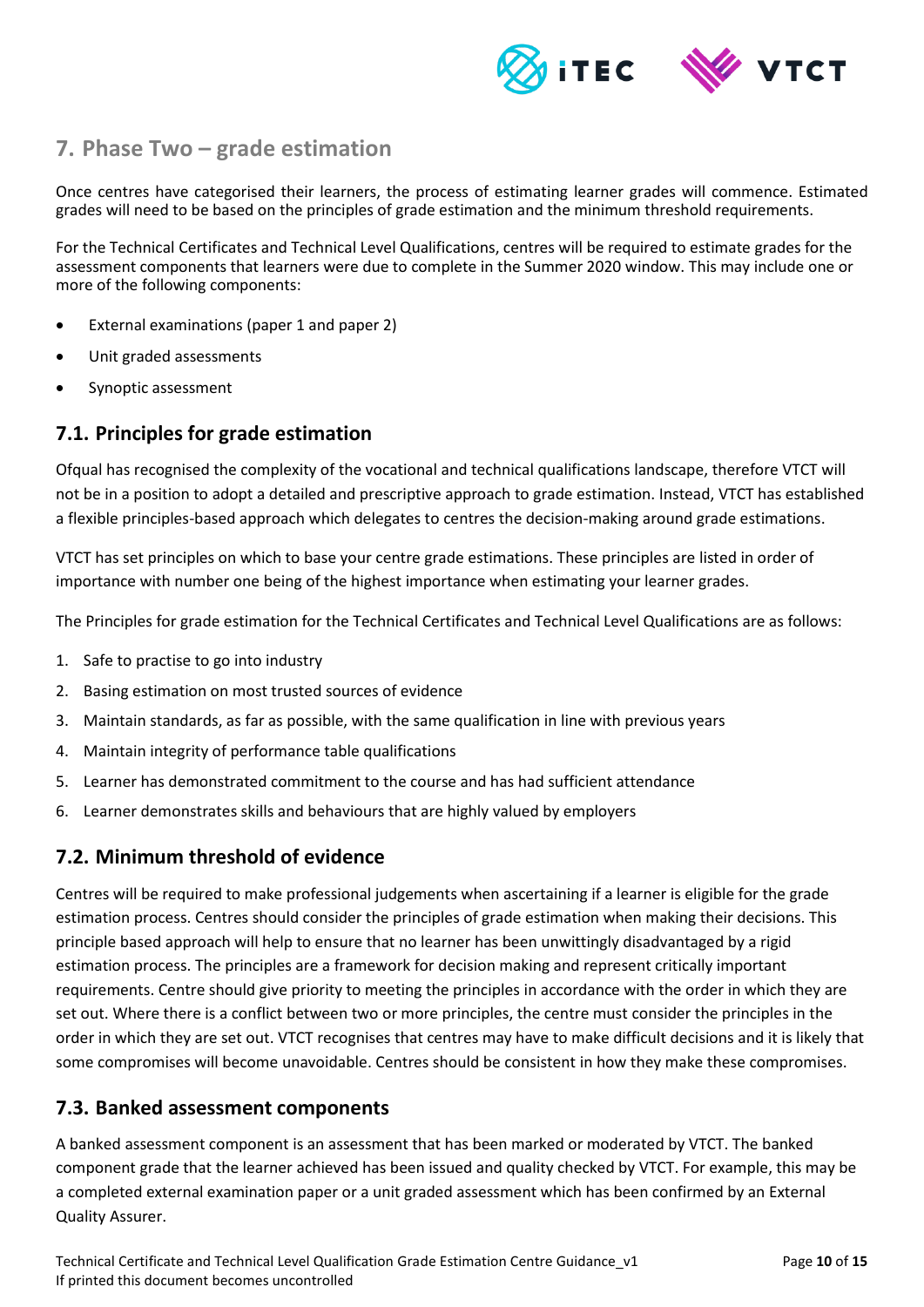## 7. Phase Two – grade estimation

Once centres have categorised their learners, the process of estimating learner grades will commence. Estimated grades will need to be based on the principles of grade estimation and the minimum threshold requirements.

For the Technical Certificates and Technical Level Qualifications, centres will be required to estimate grades for the assessment components that learners were due to complete in the Summer 2020 window. This may include one or more of the following components:

- External examinations (paper 1 and paper 2)
- Unit graded assessments
- Synoptic assessment

### 7.1. Principles for grade estimation

Ofqual has recognised the complexity of the vocational and technical qualifications landscape, therefore VTCT will not be in a position to adopt a detailed and prescriptive approach to grade estimation. Instead, VTCT has established a flexible principles-based approach which delegates to centres the decision-making around grade estimations.

VTCT has set principles on which to base your centre grade estimations. These principles are listed in order of importance with number one being of the highest importance when estimating your learner grades.

The Principles for grade estimation for the Technical Certificates and Technical Level Qualifications are as follows:

1. Safe to practise to go into industry
2. Basing estimation on most trusted sources of evidence
3. Maintain standards, as far as possible, with the same qualification in line with previous years
4. Maintain integrity of performance table qualifications
5. Learner has demonstrated commitment to the course and has had sufficient attendance
6. Learner demonstrates skills and behaviours that are highly valued by employers

### 7.2. Minimum threshold of evidence

Centres will be required to make professional judgements when ascertaining if a learner is eligible for the grade estimation process. Centres should consider the principles of grade estimation when making their decisions. This principle based approach will help to ensure that no learner has been unwittingly disadvantaged by a rigid estimation process. The principles are a framework for decision making and represent critically important requirements. Centre should give priority to meeting the principles in accordance with the order in which they are set out. Where there is a conflict between two or more principles, the centre must consider the principles in the order in which they are set out. VTCT recognises that centres may have to make difficult decisions and it is likely that some compromises will become unavoidable. Centres should be consistent in how they make these compromises.

### 7.3. Banked assessment components

A banked assessment component is an assessment that has been marked or moderated by VTCT. The banked component grade that the learner achieved has been issued and quality checked by VTCT. For example, this may be a completed external examination paper or a unit graded assessment which has been confirmed by an External Quality Assurer.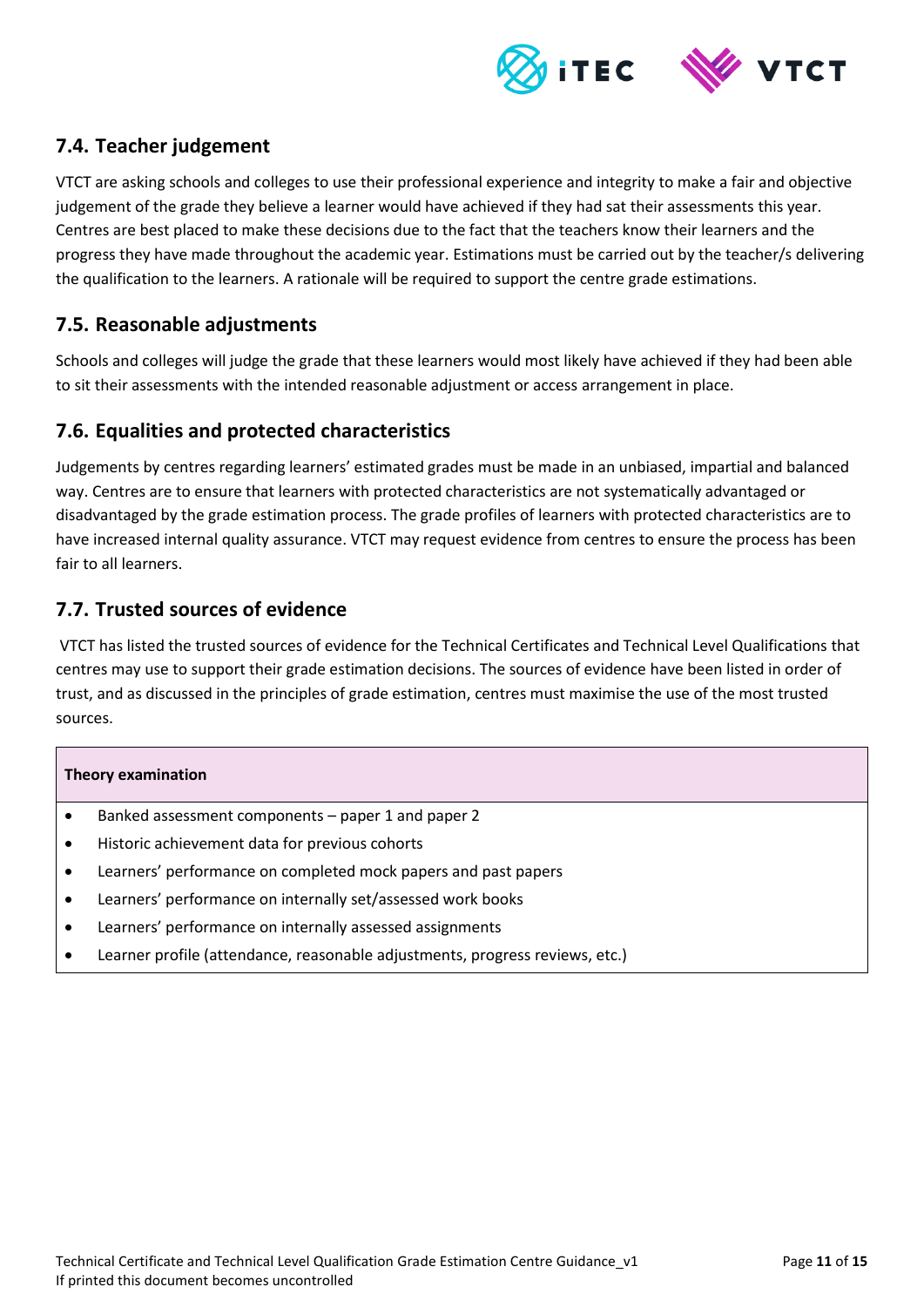## 7.4. Teacher judgement

VTCT are asking schools and colleges to use their professional experience and integrity to make a fair and objective judgement of the grade they believe a learner would have achieved if they had sat their assessments this year. Centres are best placed to make these decisions due to the fact that the teachers know their learners and the progress they have made throughout the academic year. Estimations must be carried out by the teacher/s delivering the qualification to the learners. A rationale will be required to support the centre grade estimations.

## 7.5. Reasonable adjustments

Schools and colleges will judge the grade that these learners would most likely have achieved if they had been able to sit their assessments with the intended reasonable adjustment or access arrangement in place.

## 7.6. Equalities and protected characteristics

Judgements by centres regarding learners' estimated grades must be made in an unbiased, impartial and balanced way. Centres are to ensure that learners with protected characteristics are not systematically advantaged or disadvantaged by the grade estimation process. The grade profiles of learners with protected characteristics are to have increased internal quality assurance. VTCT may request evidence from centres to ensure the process has been fair to all learners.

## 7.7. Trusted sources of evidence

VTCT has listed the trusted sources of evidence for the Technical Certificates and Technical Level Qualifications that centres may use to support their grade estimation decisions. The sources of evidence have been listed in order of trust, and as discussed in the principles of grade estimation, centres must maximise the use of the most trusted sources.

| **Theory examination** |
|---|
| • Banked assessment components – paper 1 and paper 2<br>• Historic achievement data for previous cohorts<br>• Learners' performance on completed mock papers and past papers<br>• Learners' performance on internally set/assessed work books<br>• Learners' performance on internally assessed assignments<br>• Learner profile (attendance, reasonable adjustments, progress reviews, etc.) |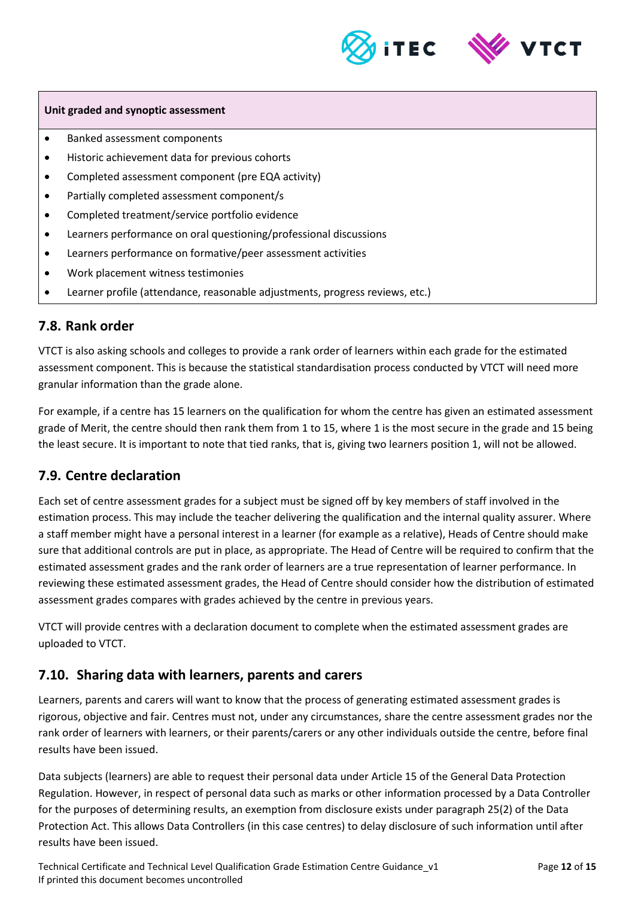| Unit graded and synoptic assessment |
|---|
| • Banked assessment components<br>• Historic achievement data for previous cohorts<br>• Completed assessment component (pre EQA activity)<br>• Partially completed assessment component/s<br>• Completed treatment/service portfolio evidence<br>• Learners performance on oral questioning/professional discussions<br>• Learners performance on formative/peer assessment activities<br>• Work placement witness testimonies<br>• Learner profile (attendance, reasonable adjustments, progress reviews, etc.) |

## 7.8. Rank order

VTCT is also asking schools and colleges to provide a rank order of learners within each grade for the estimated assessment component. This is because the statistical standardisation process conducted by VTCT will need more granular information than the grade alone.

For example, if a centre has 15 learners on the qualification for whom the centre has given an estimated assessment grade of Merit, the centre should then rank them from 1 to 15, where 1 is the most secure in the grade and 15 being the least secure. It is important to note that tied ranks, that is, giving two learners position 1, will not be allowed.

## 7.9. Centre declaration

Each set of centre assessment grades for a subject must be signed off by key members of staff involved in the estimation process. This may include the teacher delivering the qualification and the internal quality assurer. Where a staff member might have a personal interest in a learner (for example as a relative), Heads of Centre should make sure that additional controls are put in place, as appropriate. The Head of Centre will be required to confirm that the estimated assessment grades and the rank order of learners are a true representation of learner performance. In reviewing these estimated assessment grades, the Head of Centre should consider how the distribution of estimated assessment grades compares with grades achieved by the centre in previous years.

VTCT will provide centres with a declaration document to complete when the estimated assessment grades are uploaded to VTCT.

## 7.10. Sharing data with learners, parents and carers

Learners, parents and carers will want to know that the process of generating estimated assessment grades is rigorous, objective and fair. Centres must not, under any circumstances, share the centre assessment grades nor the rank order of learners with learners, or their parents/carers or any other individuals outside the centre, before final results have been issued.

Data subjects (learners) are able to request their personal data under Article 15 of the General Data Protection Regulation. However, in respect of personal data such as marks or other information processed by a Data Controller for the purposes of determining results, an exemption from disclosure exists under paragraph 25(2) of the Data Protection Act. This allows Data Controllers (in this case centres) to delay disclosure of such information until after results have been issued.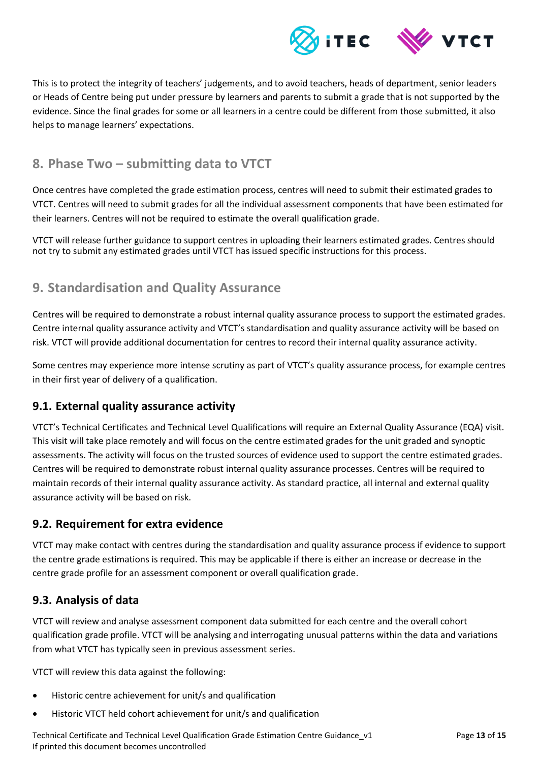This is to protect the integrity of teachers' judgements, and to avoid teachers, heads of department, senior leaders or Heads of Centre being put under pressure by learners and parents to submit a grade that is not supported by the evidence. Since the final grades for some or all learners in a centre could be different from those submitted, it also helps to manage learners' expectations.

## 8. Phase Two – submitting data to VTCT

Once centres have completed the grade estimation process, centres will need to submit their estimated grades to VTCT. Centres will need to submit grades for all the individual assessment components that have been estimated for their learners. Centres will not be required to estimate the overall qualification grade.

VTCT will release further guidance to support centres in uploading their learners estimated grades. Centres should not try to submit any estimated grades until VTCT has issued specific instructions for this process.

## 9. Standardisation and Quality Assurance

Centres will be required to demonstrate a robust internal quality assurance process to support the estimated grades. Centre internal quality assurance activity and VTCT's standardisation and quality assurance activity will be based on risk. VTCT will provide additional documentation for centres to record their internal quality assurance activity.

Some centres may experience more intense scrutiny as part of VTCT's quality assurance process, for example centres in their first year of delivery of a qualification.

### 9.1. External quality assurance activity

VTCT's Technical Certificates and Technical Level Qualifications will require an External Quality Assurance (EQA) visit. This visit will take place remotely and will focus on the centre estimated grades for the unit graded and synoptic assessments. The activity will focus on the trusted sources of evidence used to support the centre estimated grades. Centres will be required to demonstrate robust internal quality assurance processes. Centres will be required to maintain records of their internal quality assurance activity. As standard practice, all internal and external quality assurance activity will be based on risk.

### 9.2. Requirement for extra evidence

VTCT may make contact with centres during the standardisation and quality assurance process if evidence to support the centre grade estimations is required. This may be applicable if there is either an increase or decrease in the centre grade profile for an assessment component or overall qualification grade.

### 9.3. Analysis of data

VTCT will review and analyse assessment component data submitted for each centre and the overall cohort qualification grade profile. VTCT will be analysing and interrogating unusual patterns within the data and variations from what VTCT has typically seen in previous assessment series.

VTCT will review this data against the following:

- Historic centre achievement for unit/s and qualification
- Historic VTCT held cohort achievement for unit/s and qualification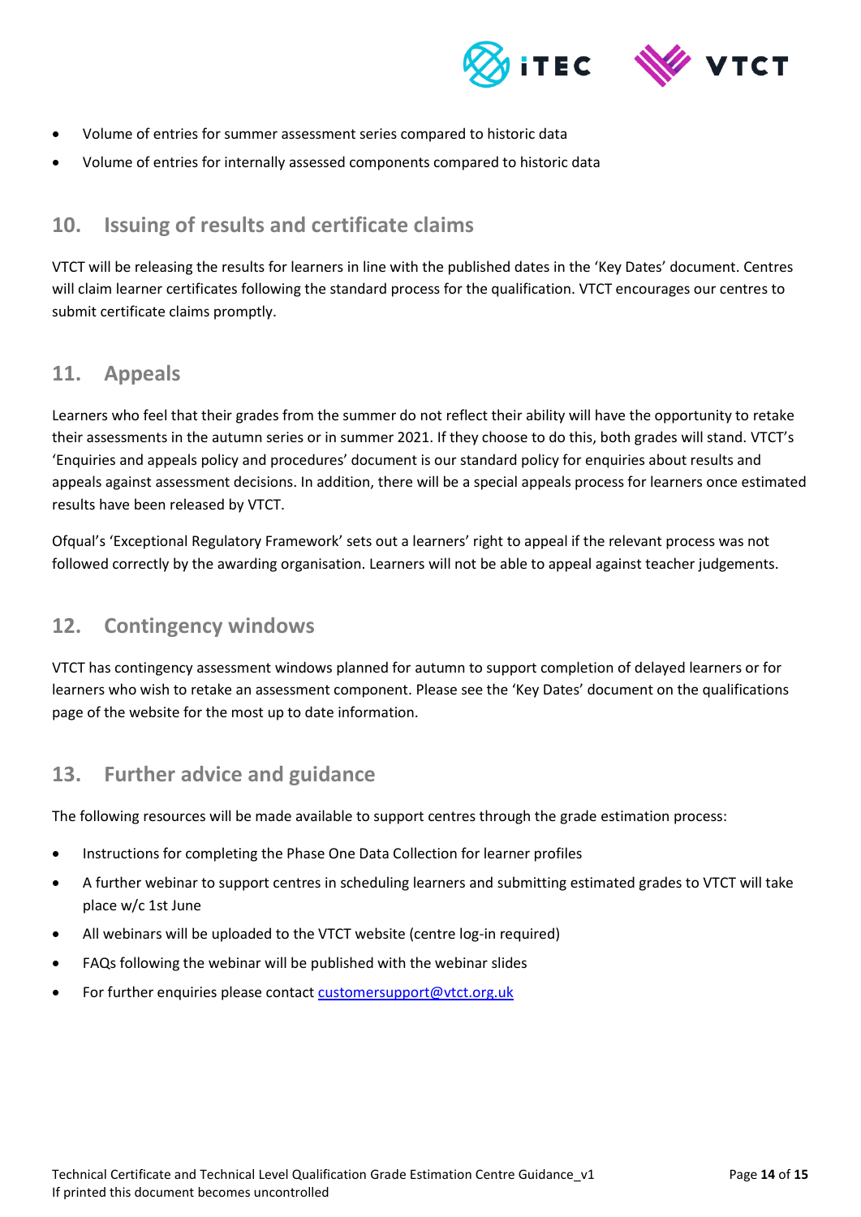- Volume of entries for summer assessment series compared to historic data
- Volume of entries for internally assessed components compared to historic data

## 10. Issuing of results and certificate claims

VTCT will be releasing the results for learners in line with the published dates in the 'Key Dates' document. Centres will claim learner certificates following the standard process for the qualification. VTCT encourages our centres to submit certificate claims promptly.

## 11. Appeals

Learners who feel that their grades from the summer do not reflect their ability will have the opportunity to retake their assessments in the autumn series or in summer 2021. If they choose to do this, both grades will stand. VTCT's 'Enquiries and appeals policy and procedures' document is our standard policy for enquiries about results and appeals against assessment decisions. In addition, there will be a special appeals process for learners once estimated results have been released by VTCT.

Ofqual's 'Exceptional Regulatory Framework' sets out a learners' right to appeal if the relevant process was not followed correctly by the awarding organisation. Learners will not be able to appeal against teacher judgements.

## 12. Contingency windows

VTCT has contingency assessment windows planned for autumn to support completion of delayed learners or for learners who wish to retake an assessment component. Please see the 'Key Dates' document on the qualifications page of the website for the most up to date information.

## 13. Further advice and guidance

The following resources will be made available to support centres through the grade estimation process:

- Instructions for completing the Phase One Data Collection for learner profiles
- A further webinar to support centres in scheduling learners and submitting estimated grades to VTCT will take place w/c 1st June
- All webinars will be uploaded to the VTCT website (centre log-in required)
- FAQs following the webinar will be published with the webinar slides
- For further enquiries please contact customersupport@vtct.org.uk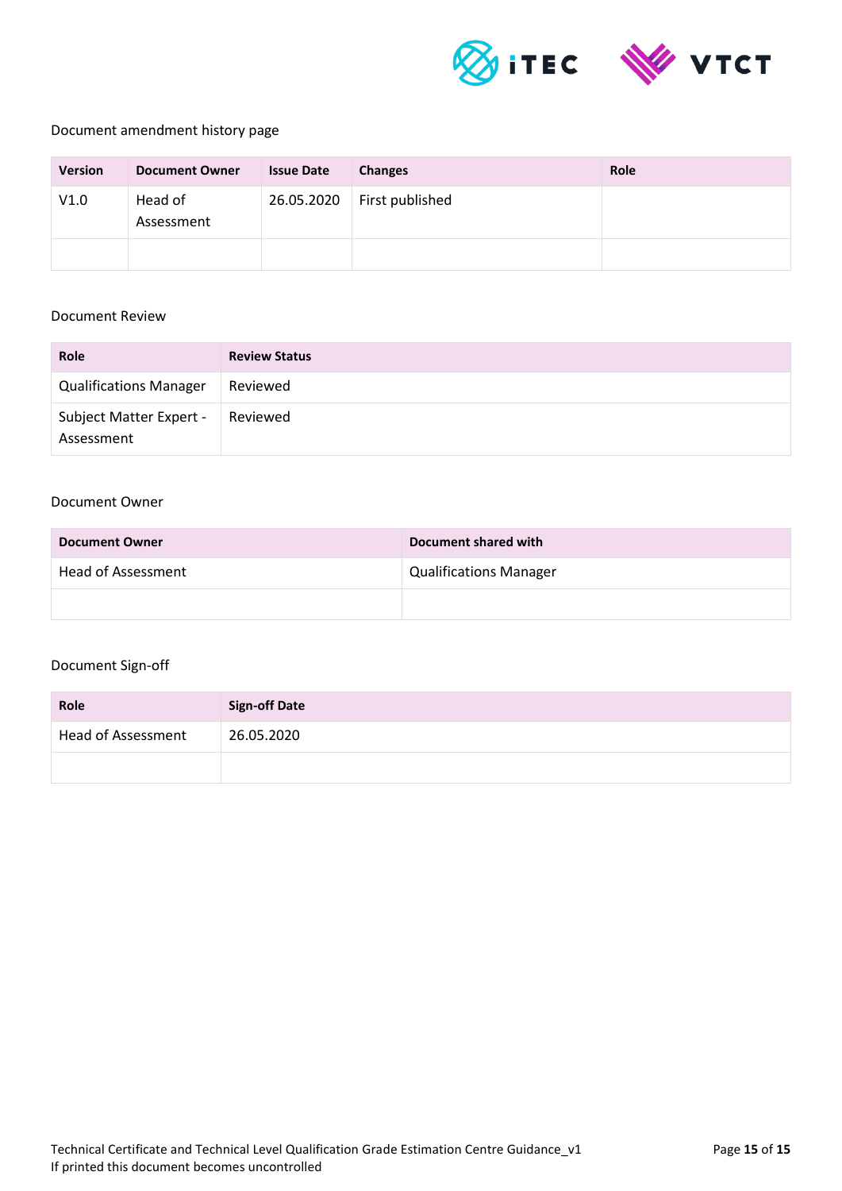Document amendment history page

| Version | Document Owner | Issue Date | Changes | Role |
|---|---|---|---|---|
| V1.0 | Head of Assessment | 26.05.2020 | First published | |
| | | | | |

Document Review

| Role | Review Status |
|---|---|
| Qualifications Manager | Reviewed |
| Subject Matter Expert - Assessment | Reviewed |

Document Owner

| Document Owner | Document shared with |
|---|---|
| Head of Assessment | Qualifications Manager |
| | |

Document Sign-off

| Role | Sign-off Date |
|---|---|
| Head of Assessment | 26.05.2020 |
| | |